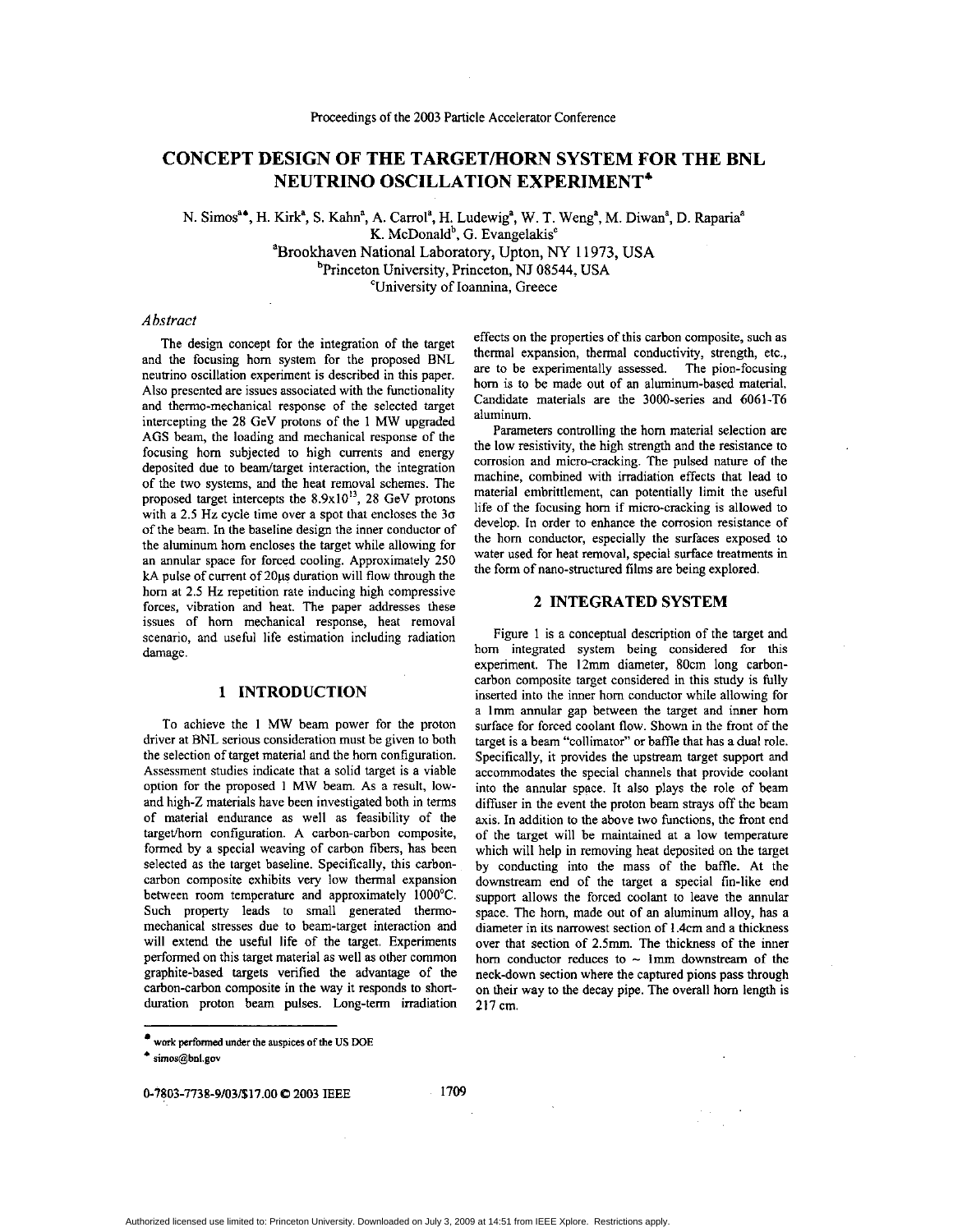# CONCEPT DESIGN OF THE TARGET/HORN SYSTEM FOR THE BNL NEUTRINO OSCILLATION EXPERIMENT[*]

N. Simos[a♦], H. Kirk[a], S. Kahn[a], A. Carrol[a], H. Ludewig[a], W. T. Weng[a], M. Diwan[a], D. Raparia[a]
K. McDonald[b], G. Evangelakis[c]

[a]Brookhaven National Laboratory, Upton, NY 11973, USA
[b]Princeton University, Princeton, NJ 08544, USA
[c]University of Ioannina, Greece

### *Abstract*

The design concept for the integration of the target and the focusing horn system for the proposed BNL neutrino oscillation experiment is described in this paper. Also presented are issues associated with the functionality and thermo-mechanical response of the selected target intercepting the 28 GeV protons of the 1 MW upgraded AGS beam, the loading and mechanical response of the focusing horn subjected to high currents and energy deposited due to beam/target interaction, the integration of the two systems, and the heat removal schemes. The proposed target intercepts the $8.9 \times 10^{13}$, 28 GeV protons with a 2.5 Hz cycle time over a spot that encloses the $3\sigma$ of the beam. In the baseline design the inner conductor of the aluminum horn encloses the target while allowing for an annular space for forced cooling. Approximately 250 kA pulse of current of 20μs duration will flow through the horn at 2.5 Hz repetition rate inducing high compressive forces, vibration and heat. The paper addresses these issues of horn mechanical response, heat removal scenario, and useful life estimation including radiation damage.

## 1 INTRODUCTION

To achieve the 1 MW beam power for the proton driver at BNL serious consideration must be given to both the selection of target material and the horn configuration. Assessment studies indicate that a solid target is a viable option for the proposed 1 MW beam. As a result, low- and high-Z materials have been investigated both in terms of material endurance as well as feasibility of the target/horn configuration. A carbon-carbon composite, formed by a special weaving of carbon fibers, has been selected as the target baseline. Specifically, this carbon-carbon composite exhibits very low thermal expansion between room temperature and approximately 1000°C. Such property leads to small generated thermo-mechanical stresses due to beam-target interaction and will extend the useful life of the target. Experiments performed on this target material as well as other common graphite-based targets verified the advantage of the carbon-carbon composite in the way it responds to short-duration proton beam pulses. Long-term irradiation effects on the properties of this carbon composite, such as thermal expansion, thermal conductivity, strength, etc., are to be experimentally assessed. The pion-focusing horn is to be made out of an aluminum-based material. Candidate materials are the 3000-series and 6061-T6 aluminum.

Parameters controlling the horn material selection are the low resistivity, the high strength and the resistance to corrosion and micro-cracking. The pulsed nature of the machine, combined with irradiation effects that lead to material embrittlement, can potentially limit the useful life of the focusing horn if micro-cracking is allowed to develop. In order to enhance the corrosion resistance of the horn conductor, especially the surfaces exposed to water used for heat removal, special surface treatments in the form of nano-structured films are being explored.

## 2 INTEGRATED SYSTEM

Figure 1 is a conceptual description of the target and horn integrated system being considered for this experiment. The 12mm diameter, 80cm long carbon-carbon composite target considered in this study is fully inserted into the inner horn conductor while allowing for a 1mm annular gap between the target and inner horn surface for forced coolant flow. Shown in the front of the target is a beam "collimator" or baffle that has a dual role. Specifically, it provides the upstream target support and accommodates the special channels that provide coolant into the annular space. It also plays the role of beam diffuser in the event the proton beam strays off the beam axis. In addition to the above two functions, the front end of the target will be maintained at a low temperature which will help in removing heat deposited on the target by conducting into the mass of the baffle. At the downstream end of the target a special fin-like end support allows the forced coolant to leave the annular space. The horn, made out of an aluminum alloy, has a diameter in its narrowest section of 1.4cm and a thickness over that section of 2.5mm. The thickness of the inner horn conductor reduces to ~ 1mm downstream of the neck-down section where the captured pions pass through on their way to the decay pipe. The overall horn length is 217 cm.

---

[*] work performed under the auspices of the US DOE
[♦] simos@bnl.gov

0-7803-7738-9/03/$17.00 © 2003 IEEE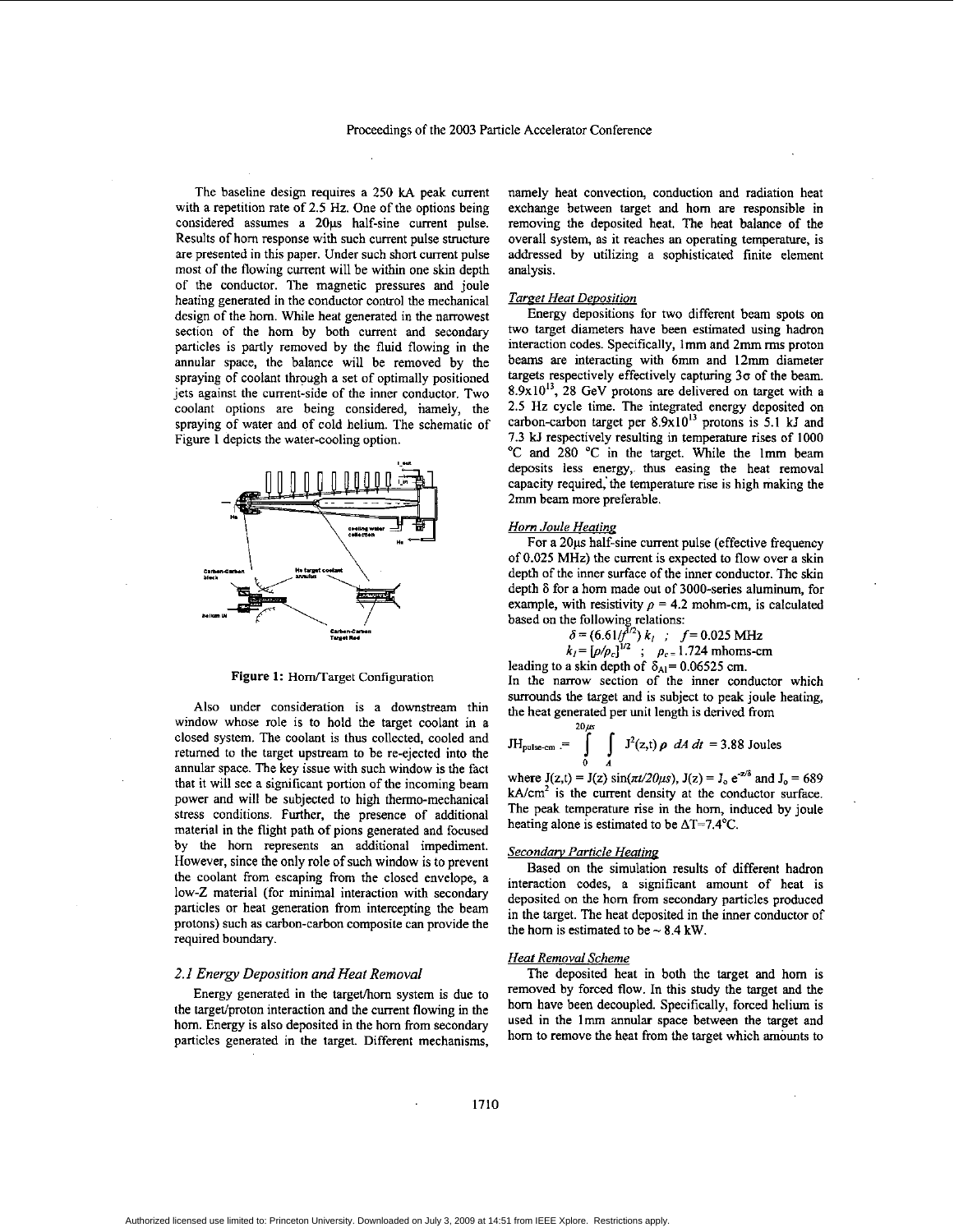The baseline design requires a 250 kA peak current with a repetition rate of 2.5 Hz. One of the options being considered assumes a 20μs half-sine current pulse. Results of horn response with such current pulse structure are presented in this paper. Under such short current pulse most of the flowing current will be within one skin depth of the conductor. The magnetic pressures and joule heating generated in the conductor control the mechanical design of the horn. While heat generated in the narrowest section of the horn by both current and secondary particles is partly removed by the fluid flowing in the annular space, the balance will be removed by the spraying of coolant through a set of optimally positioned jets against the current-side of the inner conductor. Two coolant options are being considered, namely, the spraying of water and of cold helium. The schematic of Figure 1 depicts the water-cooling option.

**Figure 1:** Horn/Target Configuration

Also under consideration is a downstream thin window whose role is to hold the target coolant in a closed system. The coolant is thus collected, cooled and returned to the target upstream to be re-ejected into the annular space. The key issue with such window is the fact that it will see a significant portion of the incoming beam power and will be subjected to high thermo-mechanical stress conditions. Further, the presence of additional material in the flight path of pions generated and focused by the horn represents an additional impediment. However, since the only role of such window is to prevent the coolant from escaping from the closed envelope, a low-Z material (for minimal interaction with secondary particles or heat generation from intercepting the beam protons) such as carbon-carbon composite can provide the required boundary.

## 2.1 Energy Deposition and Heat Removal

Energy generated in the target/horn system is due to the target/proton interaction and the current flowing in the horn. Energy is also deposited in the horn from secondary particles generated in the target. Different mechanisms, namely heat convection, conduction and radiation heat exchange between target and horn are responsible in removing the deposited heat. The heat balance of the overall system, as it reaches an operating temperature, is addressed by utilizing a sophisticated finite element analysis.

### *Target Heat Deposition*

Energy depositions for two different beam spots on two target diameters have been estimated using hadron interaction codes. Specifically, 1mm and 2mm rms proton beams are interacting with 6mm and 12mm diameter targets respectively effectively capturing 3σ of the beam. $8.9 \times 10^{13}$, 28 GeV protons are delivered on target with a 2.5 Hz cycle time. The integrated energy deposited on carbon-carbon target per $8.9 \times 10^{13}$ protons is 5.1 kJ and 7.3 kJ respectively resulting in temperature rises of 1000 °C and 280 °C in the target. While the 1mm beam deposits less energy, thus easing the heat removal capacity required, the temperature rise is high making the 2mm beam more preferable.

### *Horn Joule Heating*

For a 20μs half-sine current pulse (effective frequency of 0.025 MHz) the current is expected to flow over a skin depth of the inner surface of the inner conductor. The skin depth δ for a horn made out of 3000-series aluminum, for example, with resistivity $\rho$ = 4.2 mohm-cm, is calculated based on the following relations:

$$\delta = (6.61/f^{1/2})\, k_1 \quad ; \quad f = 0.025 \text{ MHz}$$

$$k_1 = [\rho/\rho_c]^{1/2} \quad ; \quad \rho_c = 1.724 \text{ mhoms-cm}$$

leading to a skin depth of $\delta_{Al} = 0.06525$ cm.

In the narrow section of the inner conductor which surrounds the target and is subject to peak joule heating, the heat generated per unit length is derived from

$$JH_{pulse\text{-}cm} = \int_0^{20\mu s} \int_A J^2(z,t)\, \rho \; dA\, dt = 3.88 \text{ Joules}$$

where $J(z,t) = J(z)\sin(\pi t/20\mu s)$, $J(z) = J_o\, e^{-z/\delta}$ and $J_o = 689$ kA/cm$^2$ is the current density at the conductor surface. The peak temperature rise in the horn, induced by joule heating alone is estimated to be $\Delta T = 7.4$°C.

### *Secondary Particle Heating*

Based on the simulation results of different hadron interaction codes, a significant amount of heat is deposited on the horn from secondary particles produced in the target. The heat deposited in the inner conductor of the horn is estimated to be ~ 8.4 kW.

### *Heat Removal Scheme*

The deposited heat in both the target and horn is removed by forced flow. In this study the target and the horn have been decoupled. Specifically, forced helium is used in the 1mm annular space between the target and horn to remove the heat from the target which amounts to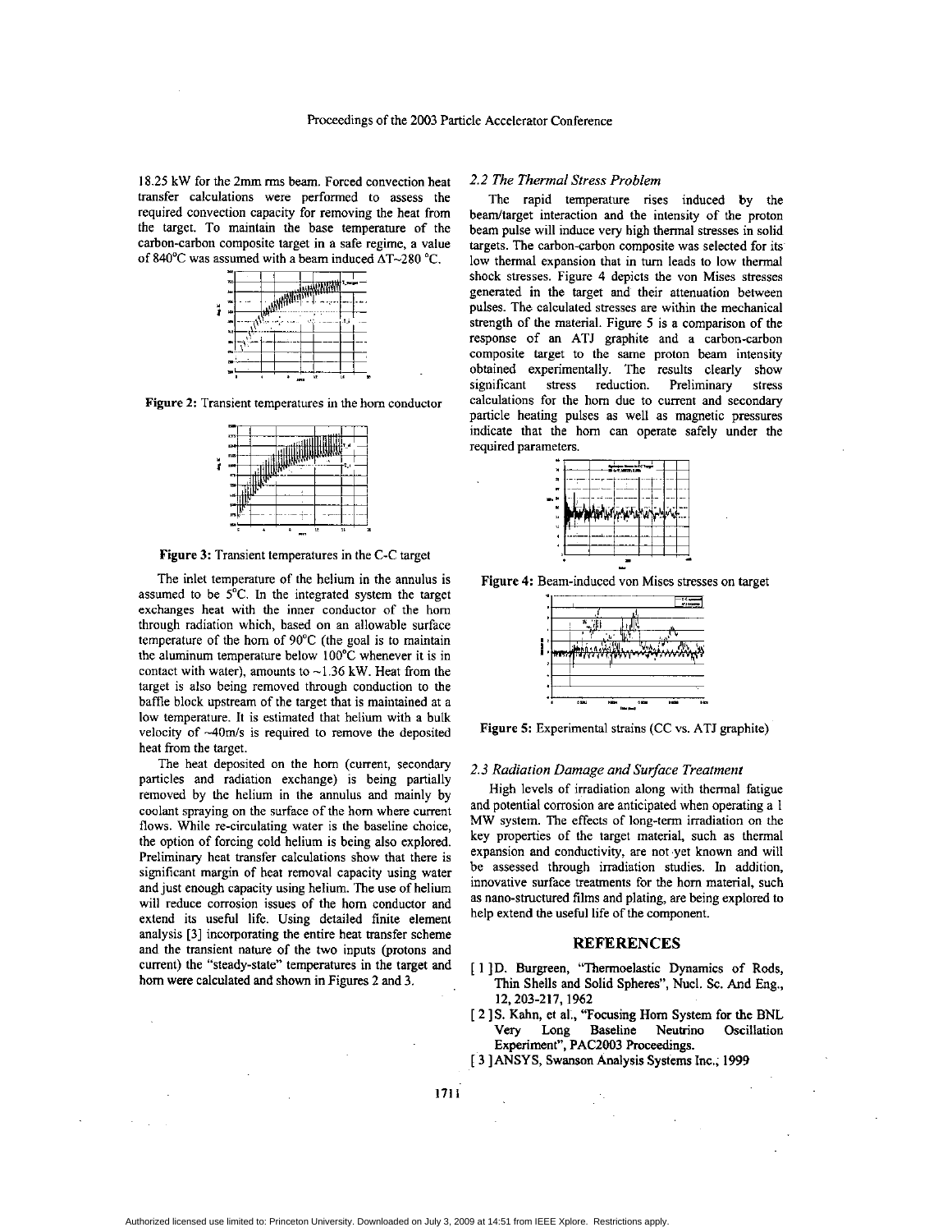18.25 kW for the 2mm rms beam. Forced convection heat transfer calculations were performed to assess the required convection capacity for removing the heat from the target. To maintain the base temperature of the carbon-carbon composite target in a safe regime, a value of 840°C was assumed with a beam induced ΔT~280 °C.

Figure 2: Transient temperatures in the horn conductor

Figure 3: Transient temperatures in the C-C target

The inlet temperature of the helium in the annulus is assumed to be 5°C. In the integrated system the target exchanges heat with the inner conductor of the horn through radiation which, based on an allowable surface temperature of the horn of 90°C (the goal is to maintain the aluminum temperature below 100°C whenever it is in contact with water), amounts to ~1.36 kW. Heat from the target is also being removed through conduction to the baffle block upstream of the target that is maintained at a low temperature. It is estimated that helium with a bulk velocity of ~40m/s is required to remove the deposited heat from the target.

The heat deposited on the horn (current, secondary particles and radiation exchange) is being partially removed by the helium in the annulus and mainly by coolant spraying on the surface of the horn where current flows. While re-circulating water is the baseline choice, the option of forcing cold helium is being also explored. Preliminary heat transfer calculations show that there is significant margin of heat removal capacity using water and just enough capacity using helium. The use of helium will reduce corrosion issues of the horn conductor and extend its useful life. Using detailed finite element analysis [3] incorporating the entire heat transfer scheme and the transient nature of the two inputs (protons and current) the "steady-state" temperatures in the target and horn were calculated and shown in Figures 2 and 3.

### *2.2 The Thermal Stress Problem*

The rapid temperature rises induced by the beam/target interaction and the intensity of the proton beam pulse will induce very high thermal stresses in solid targets. The carbon-carbon composite was selected for its low thermal expansion that in turn leads to low thermal shock stresses. Figure 4 depicts the von Mises stresses generated in the target and their attenuation between pulses. The calculated stresses are within the mechanical strength of the material. Figure 5 is a comparison of the response of an ATJ graphite and a carbon-carbon composite target to the same proton beam intensity obtained experimentally. The results clearly show significant stress reduction. Preliminary stress calculations for the horn due to current and secondary particle heating pulses as well as magnetic pressures indicate that the horn can operate safely under the required parameters.

Figure 4: Beam-induced von Mises stresses on target

Figure 5: Experimental strains (CC vs. ATJ graphite)

### *2.3 Radiation Damage and Surface Treatment*

High levels of irradiation along with thermal fatigue and potential corrosion are anticipated when operating a 1 MW system. The effects of long-term irradiation on the key properties of the target material, such as thermal expansion and conductivity, are not yet known and will be assessed through irradiation studies. In addition, innovative surface treatments for the horn material, such as nano-structured films and plating, are being explored to help extend the useful life of the component.

## REFERENCES

[1] D. Burgreen, "Thermoelastic Dynamics of Rods, Thin Shells and Solid Spheres", Nucl. Sc. And Eng., 12, 203-217, 1962

[2] S. Kahn, et al., "Focusing Horn System for the BNL Very Long Baseline Neutrino Oscillation Experiment", PAC2003 Proceedings.

[3] ANSYS, Swanson Analysis Systems Inc., 1999